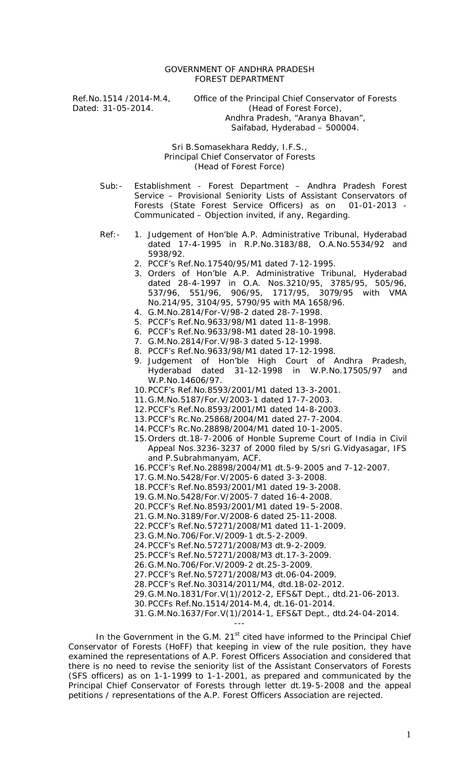GOVERNMENT OF ANDHRA PRADESH
FOREST DEPARTMENT

Ref.No.1514 /2014-M.4,
Dated: 31-05-2014.

Office of the Principal Chief Conservator of Forests
(Head of Forest Force),
Andhra Pradesh, "Aranya Bhavan",
Saifabad, Hyderabad – 500004.

Sri B.Somasekhara Reddy, I.F.S.,
Principal Chief Conservator of Forests
(Head of Forest Force)

*Sub:-* *Establishment - Forest Department – Andhra Pradesh Forest Service – Provisional Seniority Lists of Assistant Conservators of Forests (State Forest Service Officers) as on 01-01-2013 - Communicated – Objection invited, if any, Regarding.*

*Ref:-*

1. *Judgement of Hon'ble A.P. Administrative Tribunal, Hyderabad dated 17-4-1995 in R.P.No.3183/88, O.A.No.5534/92 and 5938/92.*
2. *PCCF's Ref.No.17540/95/M1 dated 7-12-1995.*
3. *Orders of Hon'ble A.P. Administrative Tribunal, Hyderabad dated 28-4-1997 in O.A. Nos.3210/95, 3785/95, 505/96, 537/96, 551/96, 906/95, 1717/95, 3079/95 with VMA No.214/95, 3104/95, 5790/95 with MA 1658/96.*
4. *G.M.No.2814/For-V/98-2 dated 28-7-1998.*
5. *PCCF's Ref.No.9633/98/M1 dated 11-8-1998.*
6. *PCCF's Ref.No.9633/98-M1 dated 28-10-1998.*
7. *G.M.No.2814/For.V/98-3 dated 5-12-1998.*
8. *PCCF's Ref.No.9633/98/M1 dated 17-12-1998.*
9. *Judgement of Hon'ble High Court of Andhra Pradesh, Hyderabad dated 31-12-1998 in W.P.No.17505/97 and W.P.No.14606/97.*
10. *PCCF's Ref.No.8593/2001/M1 dated 13-3-2001.*
11. *G.M.No.5187/For.V/2003-1 dated 17-7-2003.*
12. *PCCF's Ref.No.8593/2001/M1 dated 14-8-2003.*
13. *PCCF's Rc.No.25868/2004/M1 dated 27-7-2004.*
14. *PCCF's Rc.No.28898/2004/M1 dated 10-1-2005.*
15. *Orders dt.18-7-2006 of Honble Supreme Court of India in Civil Appeal Nos.3236-3237 of 2000 filed by S/sri G.Vidyasagar, IFS and P.Subrahmanyam, ACF.*
16. *PCCF's Ref.No.28898/2004/M1 dt.5-9-2005 and 7-12-2007.*
17. *G.M.No.5428/For.V/2005-6 dated 3-3-2008.*
18. *PCCF's Ref.No.8593/2001/M1 dated 19-3-2008.*
19. *G.M.No.5428/For.V/2005-7 dated 16-4-2008.*
20. *PCCF's Ref.No.8593/2001/M1 dated 19–5-2008.*
21. *G.M.No.3189/For.V/2008-6 dated 25-11-2008.*
22. *PCCF's Ref.No.57271/2008/M1 dated 11-1-2009.*
23. *G.M.No.706/For.V/2009-1 dt.5-2-2009.*
24. *PCCF's Ref.No.57271/2008/M3 dt.9-2-2009.*
25. *PCCF's Ref.No.57271/2008/M3 dt.17-3-2009.*
26. *G.M.No.706/For.V/2009-2 dt.25-3-2009.*
27. *PCCF's Ref.No.57271/2008/M3 dt.06-04-2009.*
28. *PCCF's Ref.No.30314/2011/M4, dtd.18-02-2012.*
29. *G.M.No.1831/For.V(1)/2012-2, EFS&T Dept., dtd.21-06-2013.*
30. *PCCFs Ref.No.1514/2014-M.4, dt.16-01-2014.*
31. *G.M.No.1637/For.V(1)/2014-1, EFS&T Dept., dtd.24-04-2014.*

---

In the Government in the G.M. 21st cited have informed to the Principal Chief Conservator of Forests (HoFF) that keeping in view of the rule position, they have examined the representations of A.P. Forest Officers Association and considered that there is no need to revise the seniority list of the Assistant Conservators of Forests (SFS officers) as on 1-1-1999 to 1-1-2001, as prepared and communicated by the Principal Chief Conservator of Forests through letter dt.19-5-2008 and the appeal petitions / representations of the A.P. Forest Officers Association are rejected.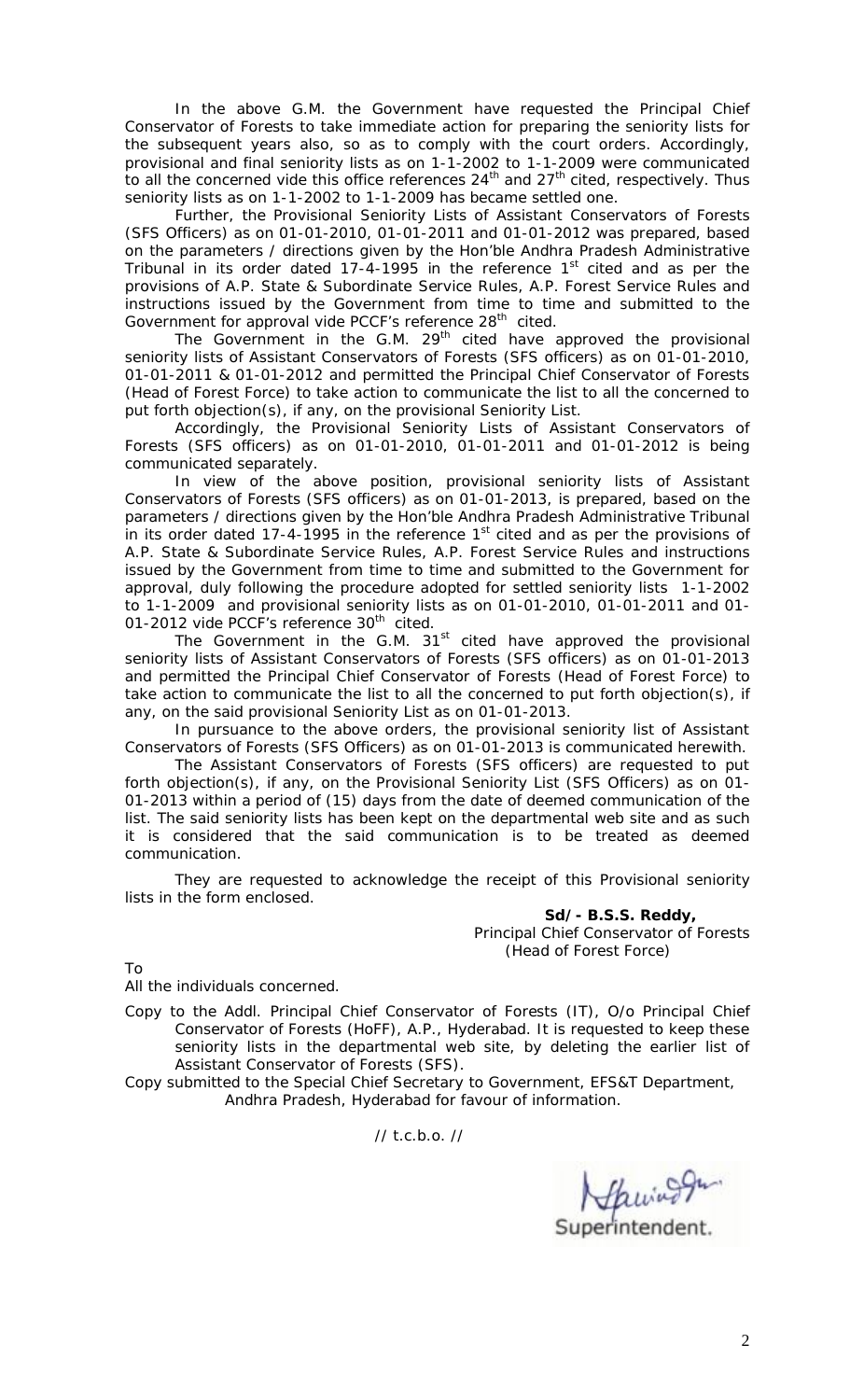In the above G.M. the Government have requested the Principal Chief Conservator of Forests to take immediate action for preparing the seniority lists for the subsequent years also, so as to comply with the court orders. Accordingly, provisional and final seniority lists as on 1-1-2002 to 1-1-2009 were communicated to all the concerned vide this office references 24th and 27th cited, respectively. Thus seniority lists as on 1-1-2002 to 1-1-2009 has became settled one.

Further, the Provisional Seniority Lists of Assistant Conservators of Forests (SFS Officers) as on 01-01-2010, 01-01-2011 and 01-01-2012 was prepared, based on the parameters / directions given by the Hon'ble Andhra Pradesh Administrative Tribunal in its order dated 17-4-1995 in the reference 1st cited and as per the provisions of A.P. State & Subordinate Service Rules, A.P. Forest Service Rules and instructions issued by the Government from time to time and submitted to the Government for approval vide PCCF's reference 28th cited.

The Government in the G.M. 29th cited have approved the provisional seniority lists of Assistant Conservators of Forests (SFS officers) as on 01-01-2010, 01-01-2011 & 01-01-2012 and permitted the Principal Chief Conservator of Forests (Head of Forest Force) to take action to communicate the list to all the concerned to put forth objection(s), if any, on the provisional Seniority List.

Accordingly, the Provisional Seniority Lists of Assistant Conservators of Forests (SFS officers) as on 01-01-2010, 01-01-2011 and 01-01-2012 is being communicated separately.

In view of the above position, provisional seniority lists of Assistant Conservators of Forests (SFS officers) as on 01-01-2013, is prepared, based on the parameters / directions given by the Hon'ble Andhra Pradesh Administrative Tribunal in its order dated 17-4-1995 in the reference 1st cited and as per the provisions of A.P. State & Subordinate Service Rules, A.P. Forest Service Rules and instructions issued by the Government from time to time and submitted to the Government for approval, duly following the procedure adopted for settled seniority lists 1-1-2002 to 1-1-2009 and provisional seniority lists as on 01-01-2010, 01-01-2011 and 01-01-2012 vide PCCF's reference 30th cited.

The Government in the G.M. 31st cited have approved the provisional seniority lists of Assistant Conservators of Forests (SFS officers) as on 01-01-2013 and permitted the Principal Chief Conservator of Forests (Head of Forest Force) to take action to communicate the list to all the concerned to put forth objection(s), if any, on the said provisional Seniority List as on 01-01-2013.

In pursuance to the above orders, the provisional seniority list of Assistant Conservators of Forests (SFS Officers) as on 01-01-2013 is communicated herewith.

The Assistant Conservators of Forests (SFS officers) are requested to put forth objection(s), if any, on the Provisional Seniority List (SFS Officers) as on 01-01-2013 within a period of (15) days from the date of deemed communication of the list. The said seniority lists has been kept on the departmental web site and as such it is considered that the said communication is to be treated as deemed communication.

They are requested to acknowledge the receipt of this Provisional seniority lists in the form enclosed.

**Sd/- B.S.S. Reddy,**
Principal Chief Conservator of Forests
(Head of Forest Force)

To
All the individuals concerned.

Copy to the Addl. Principal Chief Conservator of Forests (IT), O/o Principal Chief Conservator of Forests (HoFF), A.P., Hyderabad. It is requested to keep these seniority lists in the departmental web site, by deleting the earlier list of Assistant Conservator of Forests (SFS).

Copy submitted to the Special Chief Secretary to Government, EFS&T Department, Andhra Pradesh, Hyderabad for favour of information.

// t.c.b.o. //

Superintendent.